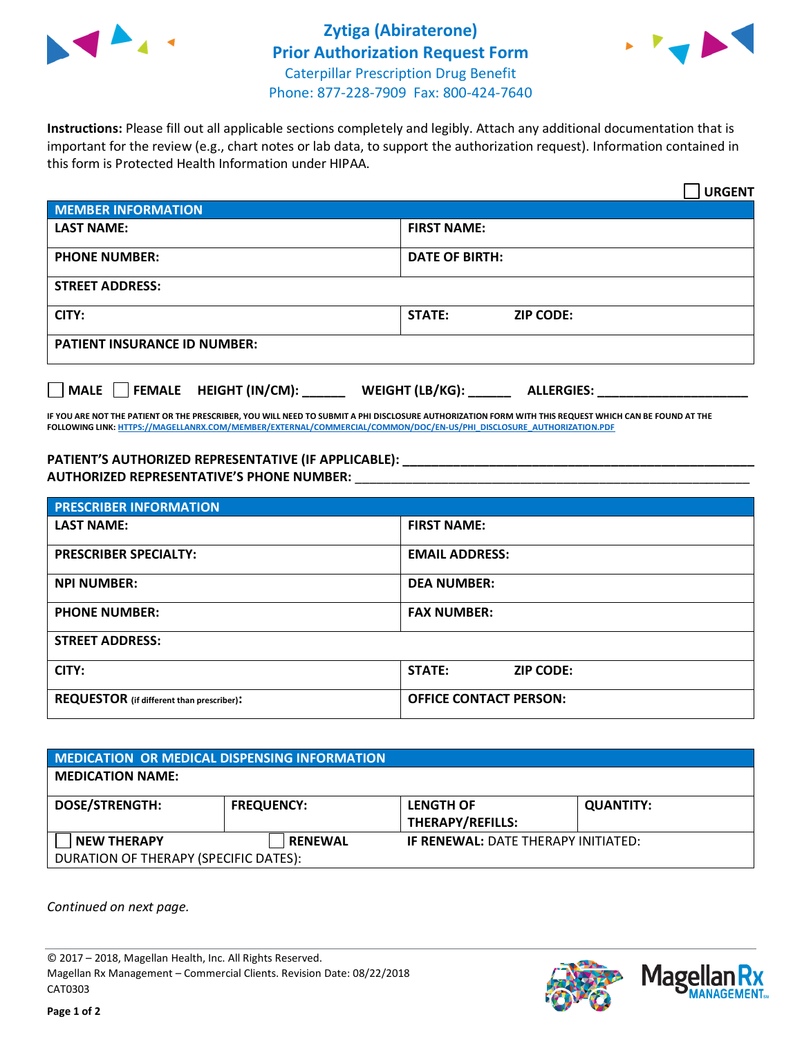# Zytiga (Abiraterone)
## Prior Authorization Request Form

Caterpillar Prescription Drug Benefit
Phone: 877-228-7909 Fax: 800-424-7640

**Instructions:** Please fill out all applicable sections completely and legibly. Attach any additional documentation that is important for the review (e.g., chart notes or lab data, to support the authorization request). Information contained in this form is Protected Health Information under HIPAA.

☐ **URGENT**

| MEMBER INFORMATION | |
|---|---|
| **LAST NAME:** | **FIRST NAME:** |
| **PHONE NUMBER:** | **DATE OF BIRTH:** |
| **STREET ADDRESS:** | |
| **CITY:** | **STATE:** **ZIP CODE:** |
| **PATIENT INSURANCE ID NUMBER:** | |

☐ **MALE** ☐ **FEMALE** **HEIGHT (IN/CM):** ______ **WEIGHT (LB/KG):** ______ **ALLERGIES:** ____________________

**IF YOU ARE NOT THE PATIENT OR THE PRESCRIBER, YOU WILL NEED TO SUBMIT A PHI DISCLOSURE AUTHORIZATION FORM WITH THIS REQUEST WHICH CAN BE FOUND AT THE FOLLOWING LINK: HTTPS://MAGELLANRX.COM/MEMBER/EXTERNAL/COMMERCIAL/COMMON/DOC/EN-US/PHI_DISCLOSURE_AUTHORIZATION.PDF**

**PATIENT'S AUTHORIZED REPRESENTATIVE (IF APPLICABLE):** ____________________________________________
**AUTHORIZED REPRESENTATIVE'S PHONE NUMBER:** ____________________________________________

| PRESCRIBER INFORMATION | |
|---|---|
| **LAST NAME:** | **FIRST NAME:** |
| **PRESCRIBER SPECIALTY:** | **EMAIL ADDRESS:** |
| **NPI NUMBER:** | **DEA NUMBER:** |
| **PHONE NUMBER:** | **FAX NUMBER:** |
| **STREET ADDRESS:** | |
| **CITY:** | **STATE:** **ZIP CODE:** |
| **REQUESTOR** (if different than prescriber)**:** | **OFFICE CONTACT PERSON:** |

| MEDICATION OR MEDICAL DISPENSING INFORMATION | | | |
|---|---|---|---|
| **MEDICATION NAME:** | | | |
| **DOSE/STRENGTH:** | **FREQUENCY:** | **LENGTH OF THERAPY/REFILLS:** | **QUANTITY:** |
| ☐ **NEW THERAPY** | ☐ **RENEWAL** | **IF RENEWAL:** DATE THERAPY INITIATED: | |
| DURATION OF THERAPY (SPECIFIC DATES): | | | |

*Continued on next page.*

© 2017 – 2018, Magellan Health, Inc. All Rights Reserved.
Magellan Rx Management – Commercial Clients. Revision Date: 08/22/2018
CAT0303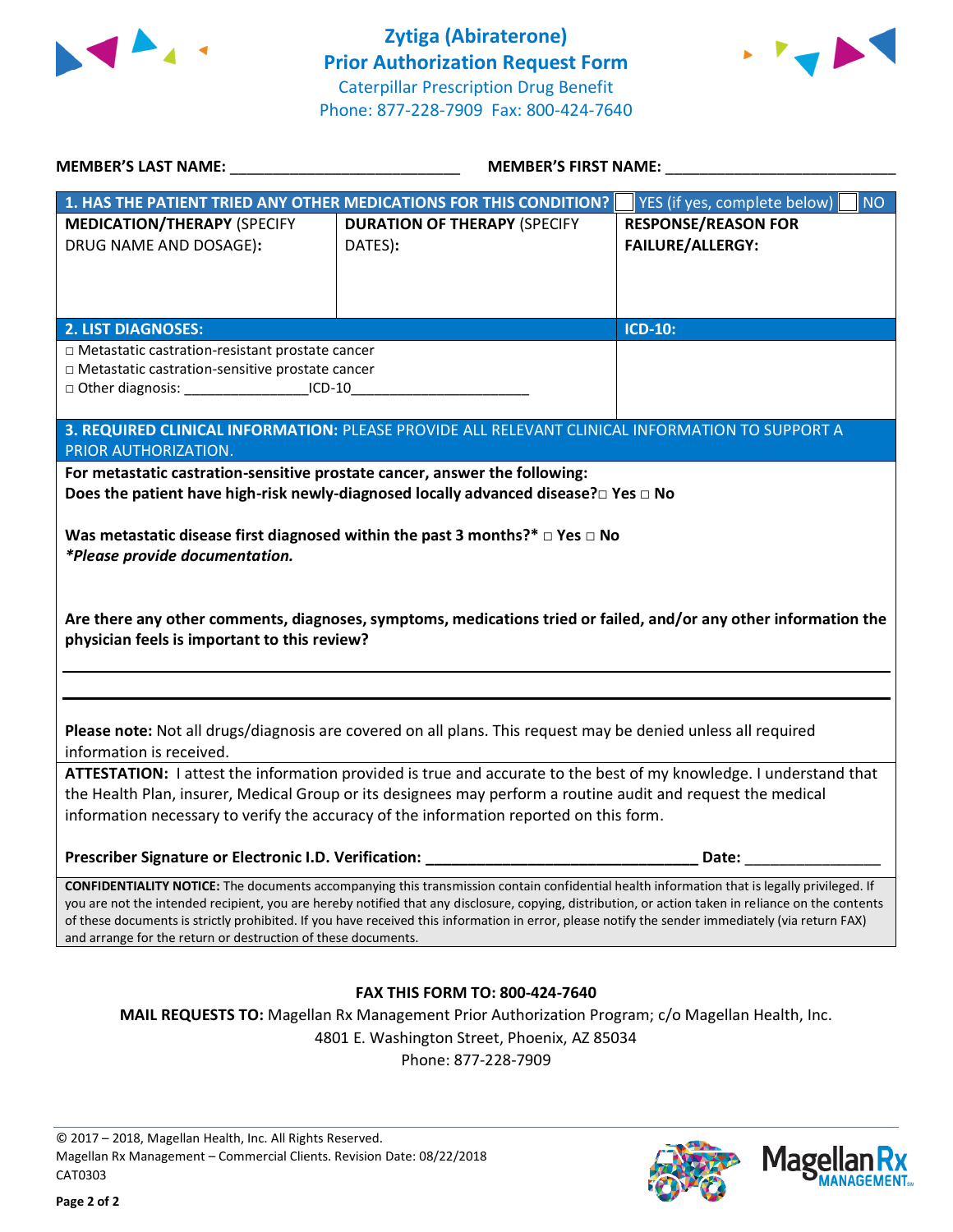# Zytiga (Abiraterone)
## Prior Authorization Request Form
Caterpillar Prescription Drug Benefit
Phone: 877-228-7909 Fax: 800-424-7640

**MEMBER'S LAST NAME:** ___________________________ **MEMBER'S FIRST NAME:** ___________________________

| **1. HAS THE PATIENT TRIED ANY OTHER MEDICATIONS FOR THIS CONDITION?** | ☐ YES (if yes, complete below) | ☐ NO |
|---|---|---|
| **MEDICATION/THERAPY** (SPECIFY DRUG NAME AND DOSAGE): | **DURATION OF THERAPY** (SPECIFY DATES): | **RESPONSE/REASON FOR FAILURE/ALLERGY:** |
| | | |

| **2. LIST DIAGNOSES:** | **ICD-10:** |
|---|---|
| □ Metastatic castration-resistant prostate cancer<br>□ Metastatic castration-sensitive prostate cancer<br>□ Other diagnosis: _______________ICD-10______________________ | |

**3. REQUIRED CLINICAL INFORMATION:** PLEASE PROVIDE ALL RELEVANT CLINICAL INFORMATION TO SUPPORT A PRIOR AUTHORIZATION.

**For metastatic castration-sensitive prostate cancer, answer the following:**
**Does the patient have high-risk newly-diagnosed locally advanced disease?□ Yes □ No**

**Was metastatic disease first diagnosed within the past 3 months?* □ Yes □ No**
***Please provide documentation.***

**Are there any other comments, diagnoses, symptoms, medications tried or failed, and/or any other information the physician feels is important to this review?**

_______________________________________________________________________________

_______________________________________________________________________________

**Please note:** Not all drugs/diagnosis are covered on all plans. This request may be denied unless all required information is received.

**ATTESTATION:** I attest the information provided is true and accurate to the best of my knowledge. I understand that the Health Plan, insurer, Medical Group or its designees may perform a routine audit and request the medical information necessary to verify the accuracy of the information reported on this form.

**Prescriber Signature or Electronic I.D. Verification:** ________________________________ **Date:** ________________

**CONFIDENTIALITY NOTICE:** The documents accompanying this transmission contain confidential health information that is legally privileged. If you are not the intended recipient, you are hereby notified that any disclosure, copying, distribution, or action taken in reliance on the contents of these documents is strictly prohibited. If you have received this information in error, please notify the sender immediately (via return FAX) and arrange for the return or destruction of these documents.

**FAX THIS FORM TO: 800-424-7640**

**MAIL REQUESTS TO:** Magellan Rx Management Prior Authorization Program; c/o Magellan Health, Inc.
4801 E. Washington Street, Phoenix, AZ 85034
Phone: 877-228-7909

© 2017 – 2018, Magellan Health, Inc. All Rights Reserved.
Magellan Rx Management – Commercial Clients. Revision Date: 08/22/2018
CAT0303